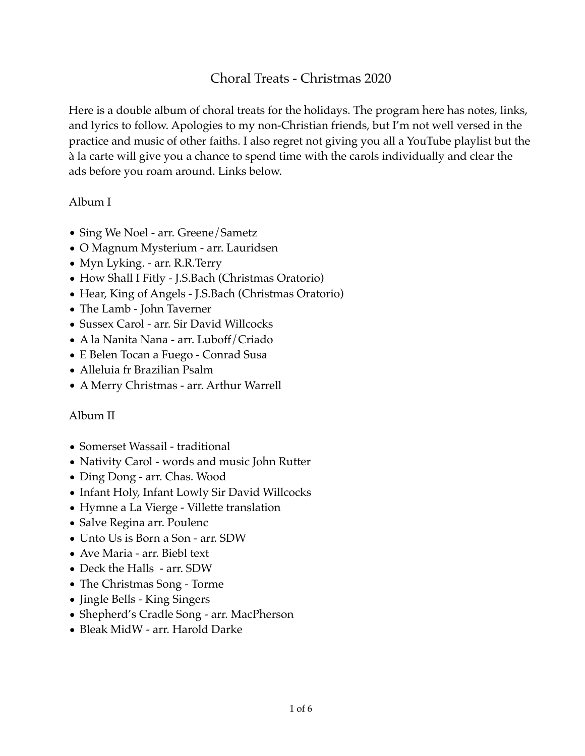# Choral Treats - Christmas 2020

Here is a double album of choral treats for the holidays. The program here has notes, links, and lyrics to follow. Apologies to my non-Christian friends, but I'm not well versed in the practice and music of other faiths. I also regret not giving you all a YouTube playlist but the à la carte will give you a chance to spend time with the carols individually and clear the ads before you roam around. Links below.

## Album I

- Sing We Noel - arr. Greene/Sametz
- O Magnum Mysterium - arr. Lauridsen
- Myn Lyking. - arr. R.R.Terry
- How Shall I Fitly - J.S.Bach (Christmas Oratorio)
- Hear, King of Angels - J.S.Bach (Christmas Oratorio)
- The Lamb - John Taverner
- Sussex Carol - arr. Sir David Willcocks
- A la Nanita Nana - arr. Luboff/Criado
- E Belen Tocan a Fuego - Conrad Susa
- Alleluia fr Brazilian Psalm
- A Merry Christmas - arr. Arthur Warrell

## Album II

- Somerset Wassail - traditional
- Nativity Carol - words and music John Rutter
- Ding Dong - arr. Chas. Wood
- Infant Holy, Infant Lowly Sir David Willcocks
- Hymne a La Vierge - Villette translation
- Salve Regina arr. Poulenc
- Unto Us is Born a Son - arr. SDW
- Ave Maria - arr. Biebl text
- Deck the Halls - arr. SDW
- The Christmas Song - Torme
- Jingle Bells - King Singers
- Shepherd's Cradle Song - arr. MacPherson
- Bleak MidW - arr. Harold Darke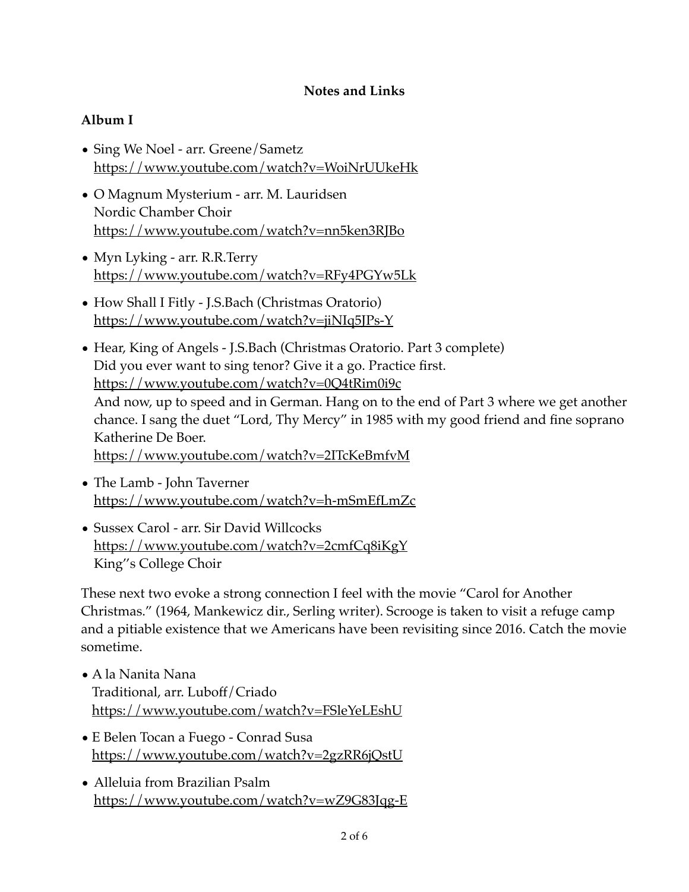**Notes and Links**

**Album I**

- Sing We Noel - arr. Greene/Sametz
  https://www.youtube.com/watch?v=WoiNrUUkeHk
- O Magnum Mysterium - arr. M. Lauridsen
  Nordic Chamber Choir
  https://www.youtube.com/watch?v=nn5ken3RJBo
- Myn Lyking - arr. R.R.Terry
  https://www.youtube.com/watch?v=RFy4PGYw5Lk
- How Shall I Fitly - J.S.Bach (Christmas Oratorio)
  https://www.youtube.com/watch?v=jiNIq5JPs-Y
- Hear, King of Angels - J.S.Bach (Christmas Oratorio. Part 3 complete)
  Did you ever want to sing tenor? Give it a go. Practice first.
  https://www.youtube.com/watch?v=0Q4tRim0i9c
  And now, up to speed and in German. Hang on to the end of Part 3 where we get another chance. I sang the duet "Lord, Thy Mercy" in 1985 with my good friend and fine soprano Katherine De Boer.
  https://www.youtube.com/watch?v=2ITcKeBmfvM
- The Lamb - John Taverner
  https://www.youtube.com/watch?v=h-mSmEfLmZc
- Sussex Carol - arr. Sir David Willcocks
  https://www.youtube.com/watch?v=2cmfCq8iKgY
  King''s College Choir

These next two evoke a strong connection I feel with the movie "Carol for Another Christmas." (1964, Mankewicz dir., Serling writer). Scrooge is taken to visit a refuge camp and a pitiable existence that we Americans have been revisiting since 2016. Catch the movie sometime.

- A la Nanita Nana
  Traditional, arr. Luboff/Criado
  https://www.youtube.com/watch?v=FSleYeLEshU
- E Belen Tocan a Fuego - Conrad Susa
  https://www.youtube.com/watch?v=2gzRR6jQstU
- Alleluia from Brazilian Psalm
  https://www.youtube.com/watch?v=wZ9G83Jqg-E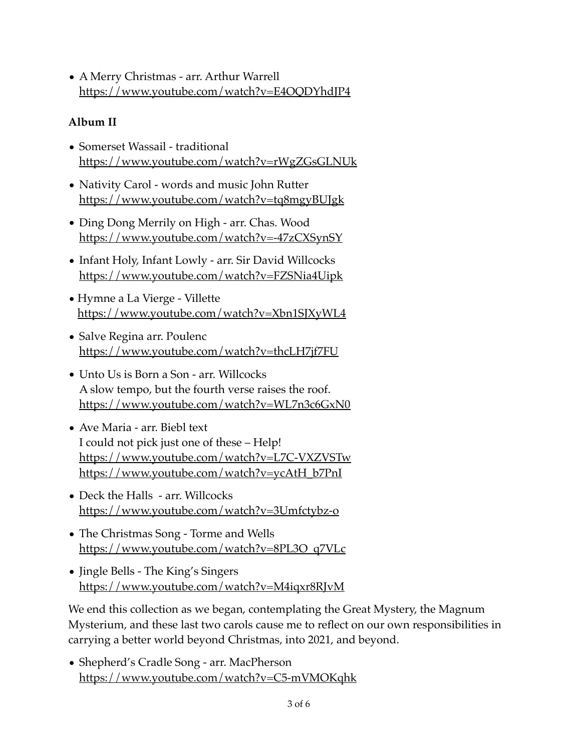- A Merry Christmas - arr. Arthur Warrell
  https://www.youtube.com/watch?v=E4OQDYhdJP4

**Album II**

- Somerset Wassail - traditional
  https://www.youtube.com/watch?v=rWgZGsGLNUk
- Nativity Carol - words and music John Rutter
  https://www.youtube.com/watch?v=tq8mgyBUJgk
- Ding Dong Merrily on High - arr. Chas. Wood
  https://www.youtube.com/watch?v=-47zCXSynSY
- Infant Holy, Infant Lowly - arr. Sir David Willcocks
  https://www.youtube.com/watch?v=FZSNia4Uipk
- Hymne a La Vierge - Villette
  https://www.youtube.com/watch?v=Xbn1SJXyWL4
- Salve Regina arr. Poulenc
  https://www.youtube.com/watch?v=thcLH7jf7FU
- Unto Us is Born a Son - arr. Willcocks
  A slow tempo, but the fourth verse raises the roof.
  https://www.youtube.com/watch?v=WL7n3c6GxN0
- Ave Maria - arr. Biebl text
  I could not pick just one of these – Help!
  https://www.youtube.com/watch?v=L7C-VXZVSTw
  https://www.youtube.com/watch?v=ycAtH_b7PnI
- Deck the Halls - arr. Willcocks
  https://www.youtube.com/watch?v=3Umfctybz-o
- The Christmas Song - Torme and Wells
  https://www.youtube.com/watch?v=8PL3O_q7VLc
- Jingle Bells - The King's Singers
  https://www.youtube.com/watch?v=M4iqxr8RJvM

We end this collection as we began, contemplating the Great Mystery, the Magnum Mysterium, and these last two carols cause me to reflect on our own responsibilities in carrying a better world beyond Christmas, into 2021, and beyond.

- Shepherd's Cradle Song - arr. MacPherson
  https://www.youtube.com/watch?v=C5-mVMOKqhk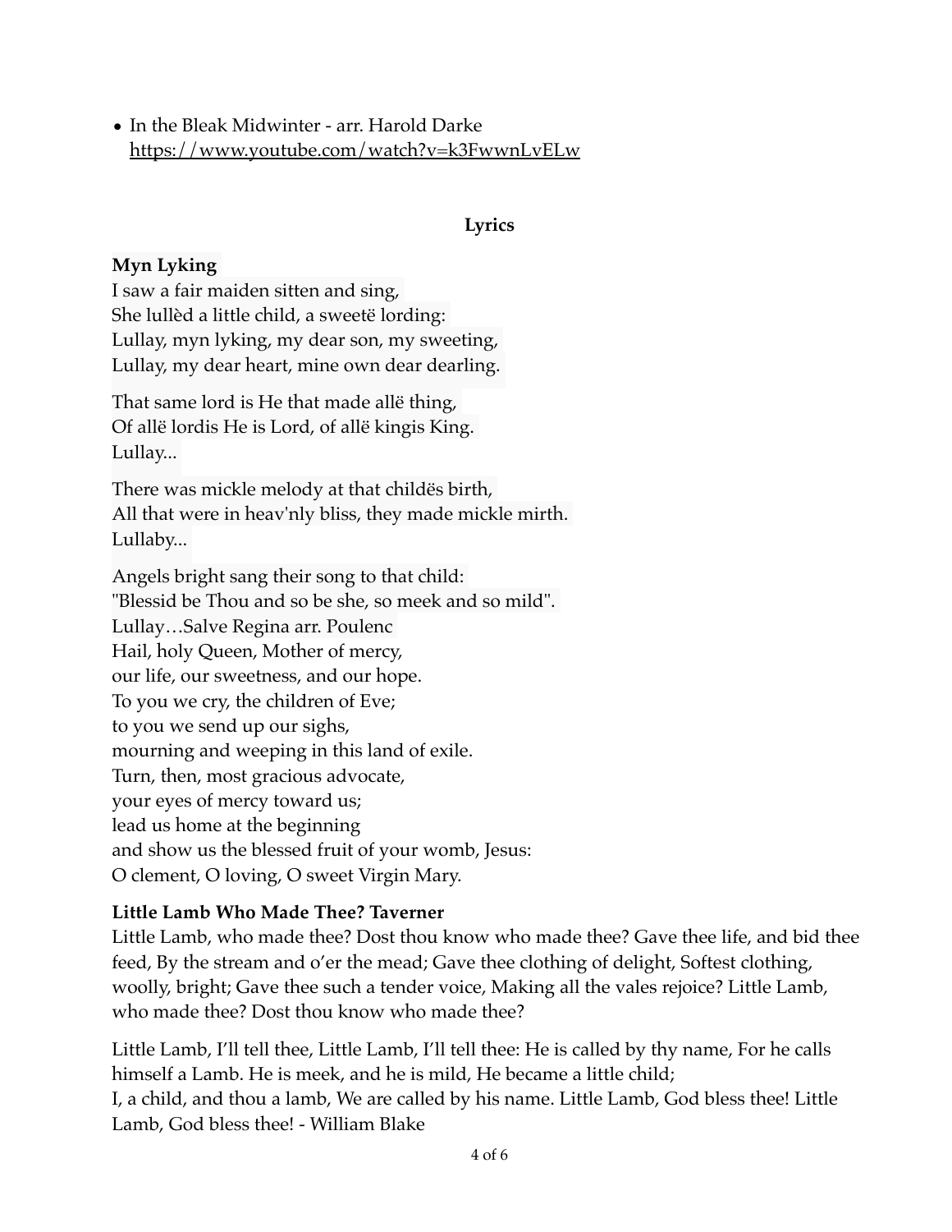- In the Bleak Midwinter - arr. Harold Darke
  https://www.youtube.com/watch?v=k3FwwnLvELw

## Lyrics

**Myn Lyking**
I saw a fair maiden sitten and sing,
She lullèd a little child, a sweetë lording:
Lullay, myn lyking, my dear son, my sweeting,
Lullay, my dear heart, mine own dear dearling.

That same lord is He that made allë thing,
Of allë lordis He is Lord, of allë kingis King.
Lullay...

There was mickle melody at that childës birth,
All that were in heav'nly bliss, they made mickle mirth.
Lullaby...

Angels bright sang their song to that child:
"Blessid be Thou and so be she, so meek and so mild".
Lullay…Salve Regina arr. Poulenc
Hail, holy Queen, Mother of mercy,
our life, our sweetness, and our hope.
To you we cry, the children of Eve;
to you we send up our sighs,
mourning and weeping in this land of exile.
Turn, then, most gracious advocate,
your eyes of mercy toward us;
lead us home at the beginning
and show us the blessed fruit of your womb, Jesus:
O clement, O loving, O sweet Virgin Mary.

**Little Lamb Who Made Thee? Taverner**
Little Lamb, who made thee? Dost thou know who made thee? Gave thee life, and bid thee feed, By the stream and o'er the mead; Gave thee clothing of delight, Softest clothing, woolly, bright; Gave thee such a tender voice, Making all the vales rejoice? Little Lamb, who made thee? Dost thou know who made thee?

Little Lamb, I'll tell thee, Little Lamb, I'll tell thee: He is called by thy name, For he calls himself a Lamb. He is meek, and he is mild, He became a little child;
I, a child, and thou a lamb, We are called by his name. Little Lamb, God bless thee! Little Lamb, God bless thee! - William Blake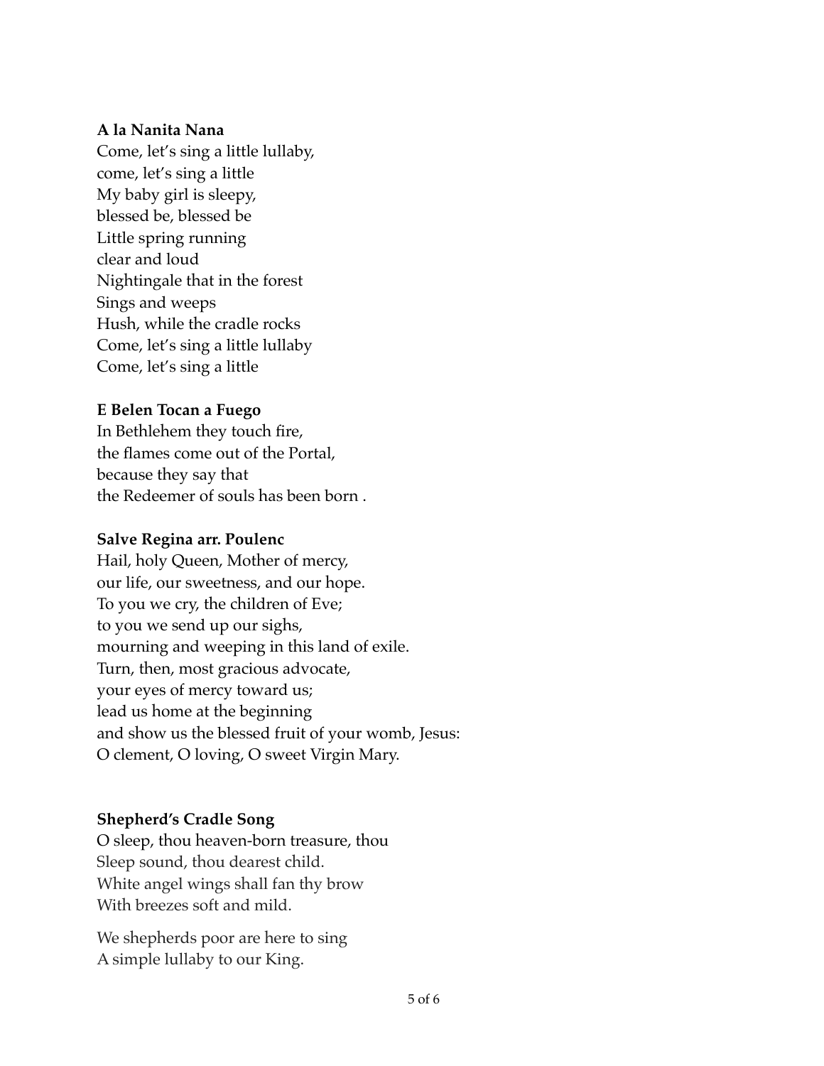**A la Nanita Nana**
Come, let's sing a little lullaby,
come, let's sing a little
My baby girl is sleepy,
blessed be, blessed be
Little spring running
clear and loud
Nightingale that in the forest
Sings and weeps
Hush, while the cradle rocks
Come, let's sing a little lullaby
Come, let's sing a little

**E Belen Tocan a Fuego**
In Bethlehem they touch fire,
the flames come out of the Portal,
because they say that
the Redeemer of souls has been born .

**Salve Regina arr. Poulenc**
Hail, holy Queen, Mother of mercy,
our life, our sweetness, and our hope.
To you we cry, the children of Eve;
to you we send up our sighs,
mourning and weeping in this land of exile.
Turn, then, most gracious advocate,
your eyes of mercy toward us;
lead us home at the beginning
and show us the blessed fruit of your womb, Jesus:
O clement, O loving, O sweet Virgin Mary.

**Shepherd's Cradle Song**
O sleep, thou heaven-born treasure, thou
Sleep sound, thou dearest child.
White angel wings shall fan thy brow
With breezes soft and mild.

We shepherds poor are here to sing
A simple lullaby to our King.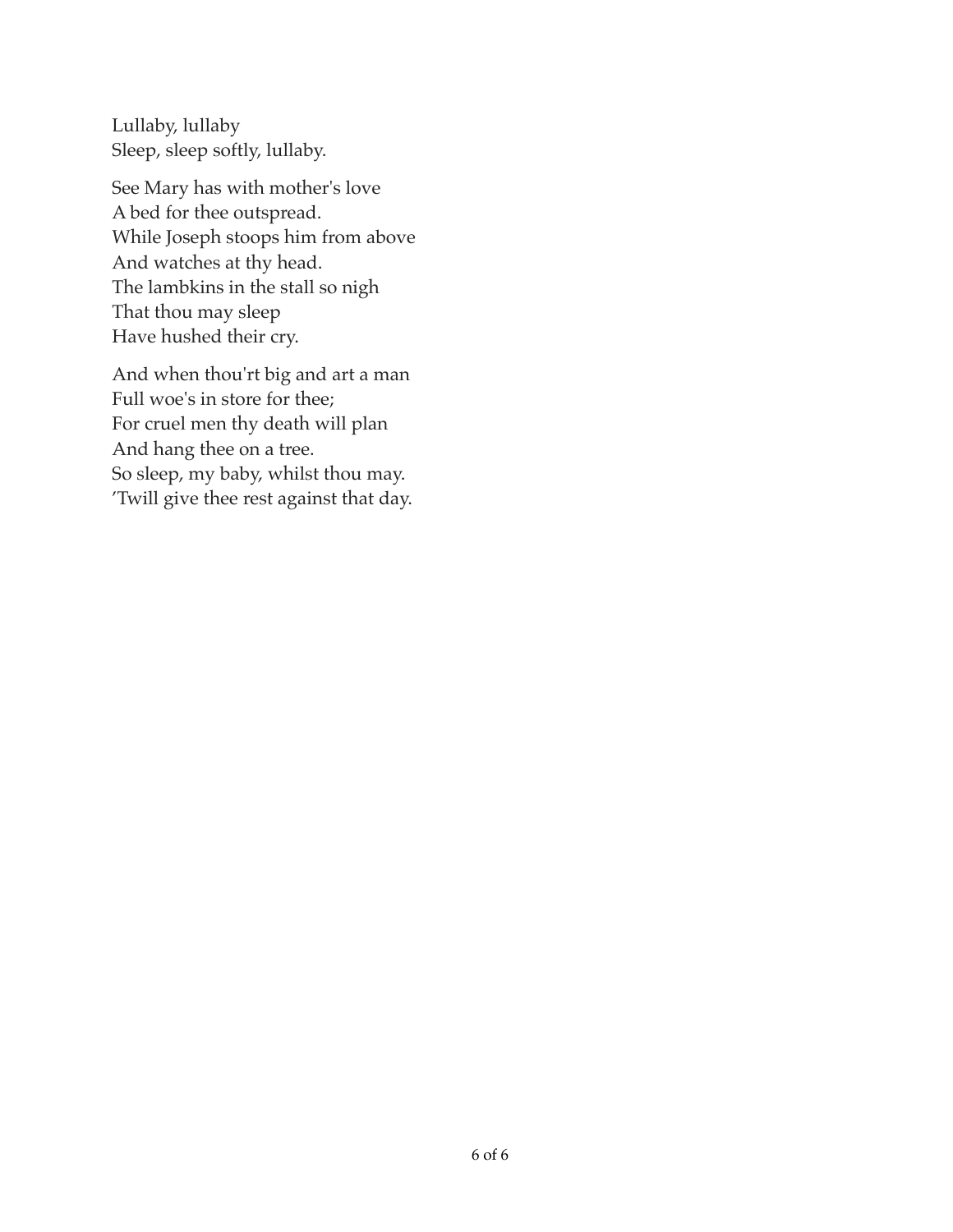Lullaby, lullaby
Sleep, sleep softly, lullaby.

See Mary has with mother's love
A bed for thee outspread.
While Joseph stoops him from above
And watches at thy head.
The lambkins in the stall so nigh
That thou may sleep
Have hushed their cry.

And when thou'rt big and art a man
Full woe's in store for thee;
For cruel men thy death will plan
And hang thee on a tree.
So sleep, my baby, whilst thou may.
'Twill give thee rest against that day.